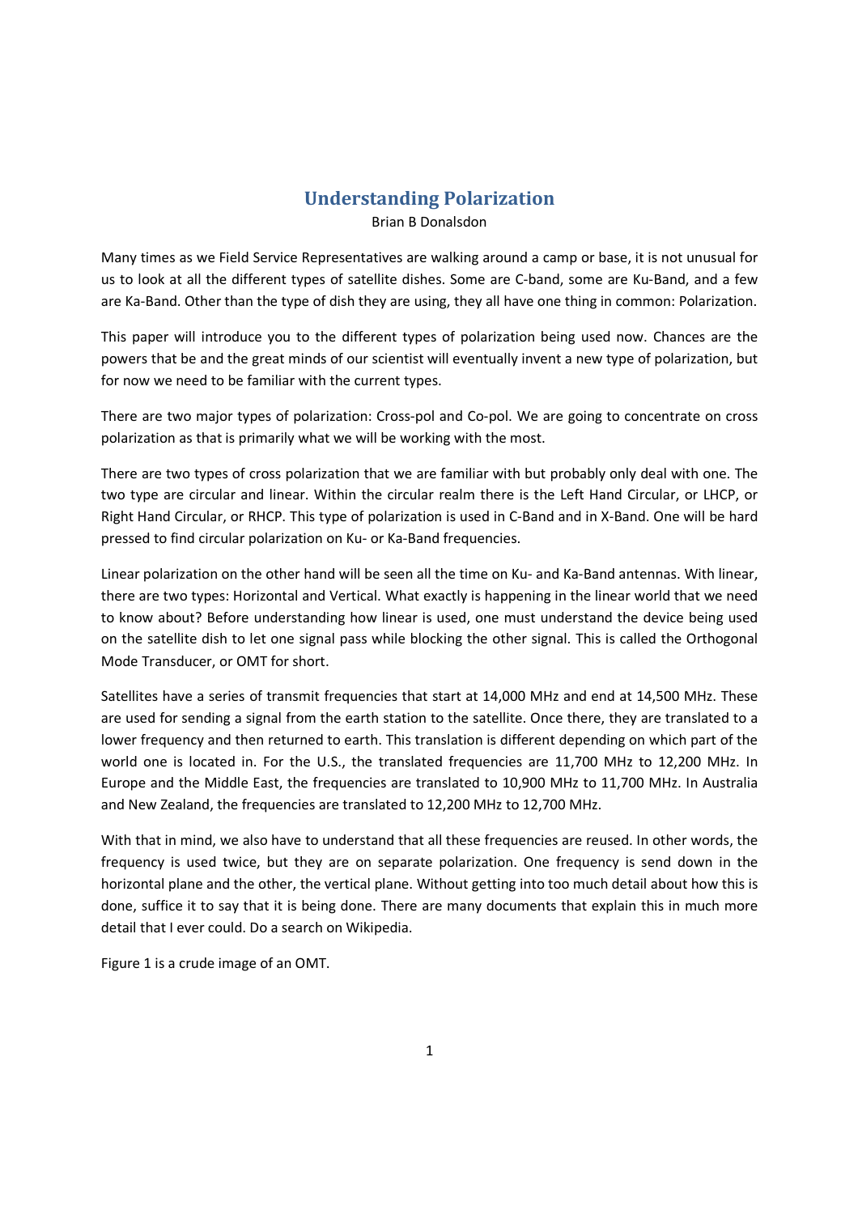# Understanding Polarization

Brian B Donalsdon

Many times as we Field Service Representatives are walking around a camp or base, it is not unusual for us to look at all the different types of satellite dishes. Some are C-band, some are Ku-Band, and a few are Ka-Band. Other than the type of dish they are using, they all have one thing in common: Polarization.

This paper will introduce you to the different types of polarization being used now. Chances are the powers that be and the great minds of our scientist will eventually invent a new type of polarization, but for now we need to be familiar with the current types.

There are two major types of polarization: Cross-pol and Co-pol. We are going to concentrate on cross polarization as that is primarily what we will be working with the most.

There are two types of cross polarization that we are familiar with but probably only deal with one. The two type are circular and linear. Within the circular realm there is the Left Hand Circular, or LHCP, or Right Hand Circular, or RHCP. This type of polarization is used in C-Band and in X-Band. One will be hard pressed to find circular polarization on Ku- or Ka-Band frequencies.

Linear polarization on the other hand will be seen all the time on Ku- and Ka-Band antennas. With linear, there are two types: Horizontal and Vertical. What exactly is happening in the linear world that we need to know about? Before understanding how linear is used, one must understand the device being used on the satellite dish to let one signal pass while blocking the other signal. This is called the Orthogonal Mode Transducer, or OMT for short.

Satellites have a series of transmit frequencies that start at 14,000 MHz and end at 14,500 MHz. These are used for sending a signal from the earth station to the satellite. Once there, they are translated to a lower frequency and then returned to earth. This translation is different depending on which part of the world one is located in. For the U.S., the translated frequencies are 11,700 MHz to 12,200 MHz. In Europe and the Middle East, the frequencies are translated to 10,900 MHz to 11,700 MHz. In Australia and New Zealand, the frequencies are translated to 12,200 MHz to 12,700 MHz.

With that in mind, we also have to understand that all these frequencies are reused. In other words, the frequency is used twice, but they are on separate polarization. One frequency is send down in the horizontal plane and the other, the vertical plane. Without getting into too much detail about how this is done, suffice it to say that it is being done. There are many documents that explain this in much more detail that I ever could. Do a search on Wikipedia.

Figure 1 is a crude image of an OMT.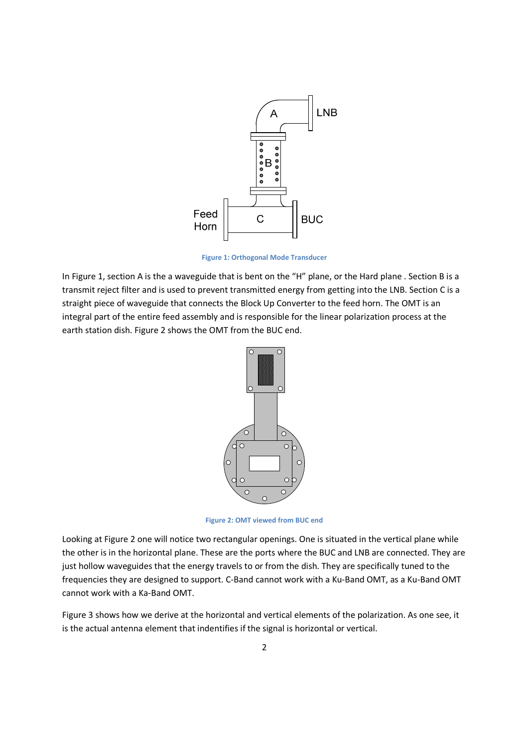Figure 1: Orthogonal Mode Transducer

In Figure 1, section A is the a waveguide that is bent on the "H" plane, or the Hard plane . Section B is a transmit reject filter and is used to prevent transmitted energy from getting into the LNB. Section C is a straight piece of waveguide that connects the Block Up Converter to the feed horn. The OMT is an integral part of the entire feed assembly and is responsible for the linear polarization process at the earth station dish. Figure 2 shows the OMT from the BUC end.

Figure 2: OMT viewed from BUC end

Looking at Figure 2 one will notice two rectangular openings. One is situated in the vertical plane while the other is in the horizontal plane. These are the ports where the BUC and LNB are connected. They are just hollow waveguides that the energy travels to or from the dish. They are specifically tuned to the frequencies they are designed to support. C-Band cannot work with a Ku-Band OMT, as a Ku-Band OMT cannot work with a Ka-Band OMT.

Figure 3 shows how we derive at the horizontal and vertical elements of the polarization. As one see, it is the actual antenna element that indentifies if the signal is horizontal or vertical.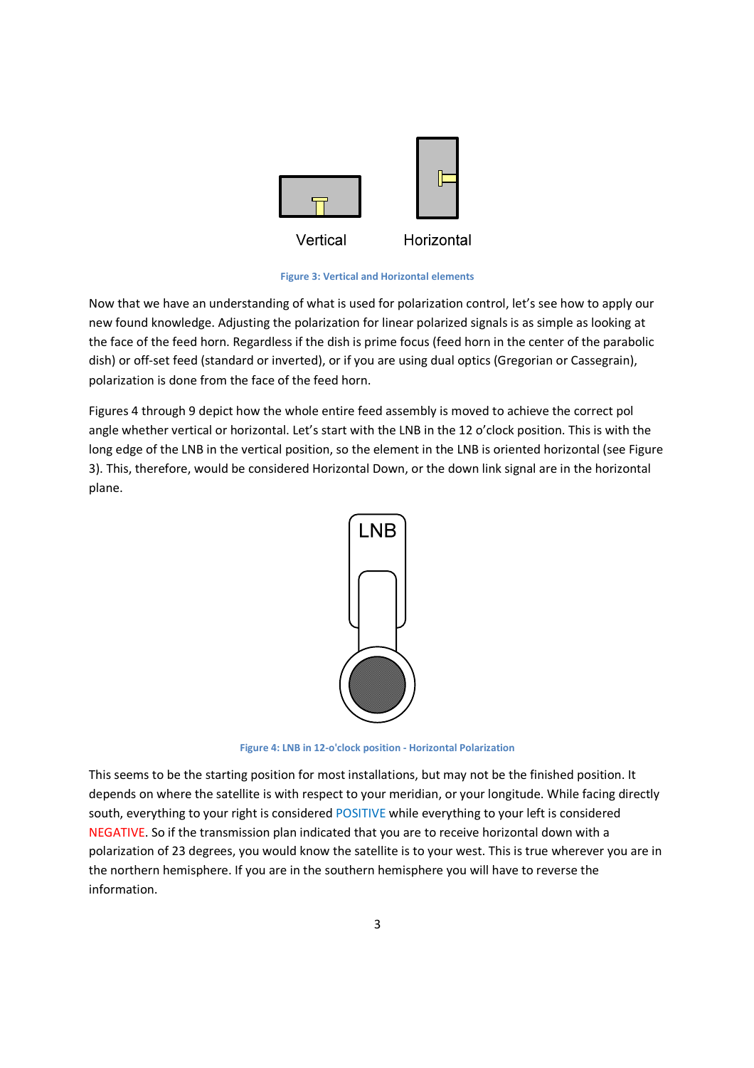Vertical Horizontal

Figure 3: Vertical and Horizontal elements

Now that we have an understanding of what is used for polarization control, let's see how to apply our new found knowledge. Adjusting the polarization for linear polarized signals is as simple as looking at the face of the feed horn. Regardless if the dish is prime focus (feed horn in the center of the parabolic dish) or off-set feed (standard or inverted), or if you are using dual optics (Gregorian or Cassegrain), polarization is done from the face of the feed horn.

Figures 4 through 9 depict how the whole entire feed assembly is moved to achieve the correct pol angle whether vertical or horizontal. Let's start with the LNB in the 12 o'clock position. This is with the long edge of the LNB in the vertical position, so the element in the LNB is oriented horizontal (see Figure 3). This, therefore, would be considered Horizontal Down, or the down link signal are in the horizontal plane.

LNB

Figure 4: LNB in 12-o'clock position - Horizontal Polarization

This seems to be the starting position for most installations, but may not be the finished position. It depends on where the satellite is with respect to your meridian, or your longitude. While facing directly south, everything to your right is considered POSITIVE while everything to your left is considered NEGATIVE. So if the transmission plan indicated that you are to receive horizontal down with a polarization of 23 degrees, you would know the satellite is to your west. This is true wherever you are in the northern hemisphere. If you are in the southern hemisphere you will have to reverse the information.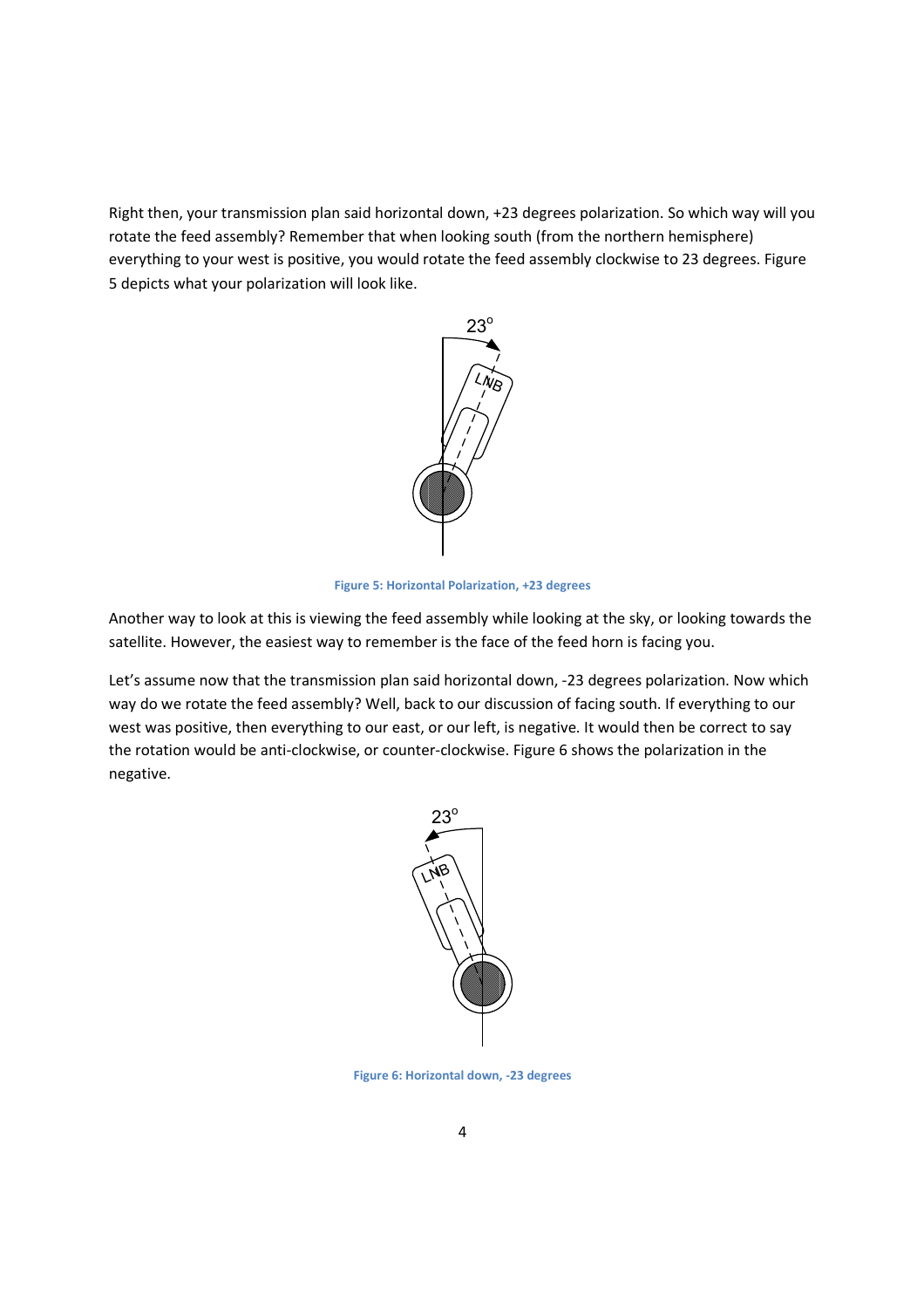Right then, your transmission plan said horizontal down, +23 degrees polarization. So which way will you rotate the feed assembly? Remember that when looking south (from the northern hemisphere) everything to your west is positive, you would rotate the feed assembly clockwise to 23 degrees. Figure 5 depicts what your polarization will look like.

Figure 5: Horizontal Polarization, +23 degrees

Another way to look at this is viewing the feed assembly while looking at the sky, or looking towards the satellite. However, the easiest way to remember is the face of the feed horn is facing you.

Let's assume now that the transmission plan said horizontal down, -23 degrees polarization. Now which way do we rotate the feed assembly? Well, back to our discussion of facing south. If everything to our west was positive, then everything to our east, or our left, is negative. It would then be correct to say the rotation would be anti-clockwise, or counter-clockwise. Figure 6 shows the polarization in the negative.

Figure 6: Horizontal down, -23 degrees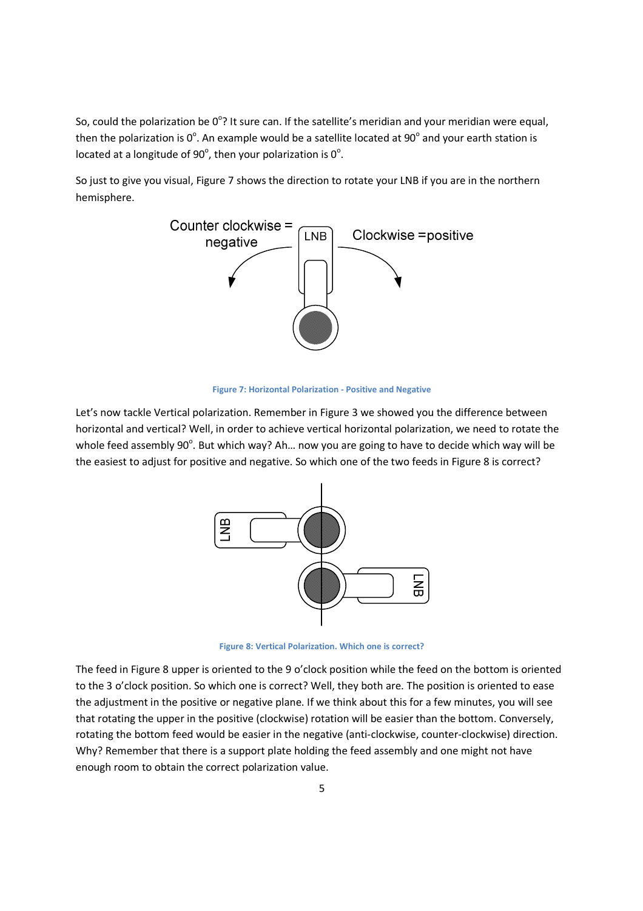So, could the polarization be 0°? It sure can. If the satellite's meridian and your meridian were equal, then the polarization is 0°. An example would be a satellite located at 90° and your earth station is located at a longitude of 90°, then your polarization is 0°.

So just to give you visual, Figure 7 shows the direction to rotate your LNB if you are in the northern hemisphere.

Counter clockwise = negative

LNB

Clockwise =positive

**Figure 7: Horizontal Polarization - Positive and Negative**

Let's now tackle Vertical polarization. Remember in Figure 3 we showed you the difference between horizontal and vertical? Well, in order to achieve vertical horizontal polarization, we need to rotate the whole feed assembly 90°. But which way? Ah… now you are going to have to decide which way will be the easiest to adjust for positive and negative. So which one of the two feeds in Figure 8 is correct?

LNB

LNB

**Figure 8: Vertical Polarization. Which one is correct?**

The feed in Figure 8 upper is oriented to the 9 o'clock position while the feed on the bottom is oriented to the 3 o'clock position. So which one is correct? Well, they both are. The position is oriented to ease the adjustment in the positive or negative plane. If we think about this for a few minutes, you will see that rotating the upper in the positive (clockwise) rotation will be easier than the bottom. Conversely, rotating the bottom feed would be easier in the negative (anti-clockwise, counter-clockwise) direction. Why? Remember that there is a support plate holding the feed assembly and one might not have enough room to obtain the correct polarization value.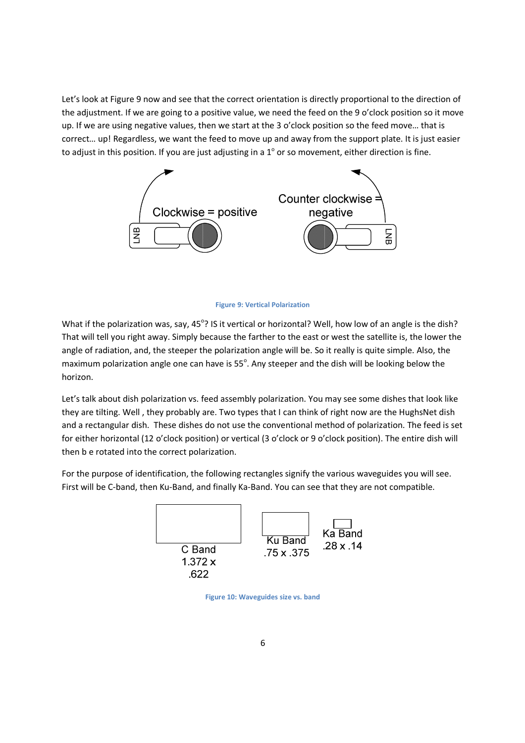Let's look at Figure 9 now and see that the correct orientation is directly proportional to the direction of the adjustment. If we are going to a positive value, we need the feed on the 9 o'clock position so it move up. If we are using negative values, then we start at the 3 o'clock position so the feed move… that is correct… up! Regardless, we want the feed to move up and away from the support plate. It is just easier to adjust in this position. If you are just adjusting in a 1° or so movement, either direction is fine.

Clockwise = positive

Counter clockwise = negative

**Figure 9: Vertical Polarization**

What if the polarization was, say, 45°? IS it vertical or horizontal? Well, how low of an angle is the dish? That will tell you right away. Simply because the farther to the east or west the satellite is, the lower the angle of radiation, and, the steeper the polarization angle will be. So it really is quite simple. Also, the maximum polarization angle one can have is 55°. Any steeper and the dish will be looking below the horizon.

Let's talk about dish polarization vs. feed assembly polarization. You may see some dishes that look like they are tilting. Well , they probably are. Two types that I can think of right now are the HughsNet dish and a rectangular dish. These dishes do not use the conventional method of polarization. The feed is set for either horizontal (12 o'clock position) or vertical (3 o'clock or 9 o'clock position). The entire dish will then b e rotated into the correct polarization.

For the purpose of identification, the following rectangles signify the various waveguides you will see. First will be C-band, then Ku-Band, and finally Ka-Band. You can see that they are not compatible.

C Band 1.372 x .622

Ku Band .75 x .375

Ka Band .28 x .14

**Figure 10: Waveguides size vs. band**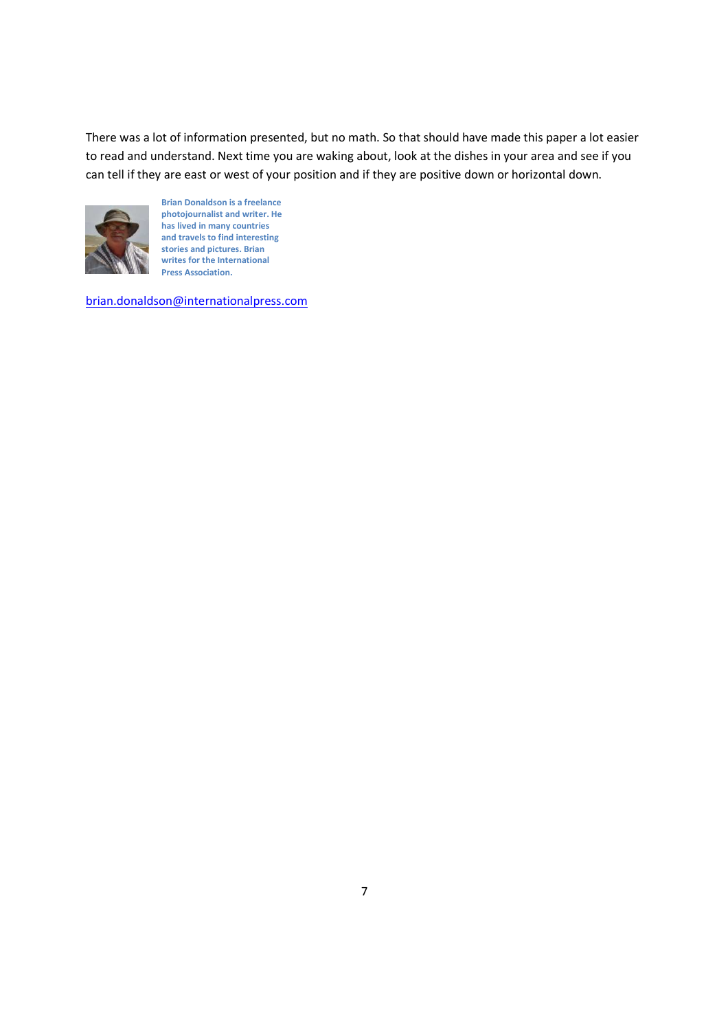There was a lot of information presented, but no math. So that should have made this paper a lot easier to read and understand. Next time you are waking about, look at the dishes in your area and see if you can tell if they are east or west of your position and if they are positive down or horizontal down.

**Brian Donaldson is a freelance photojournalist and writer. He has lived in many countries and travels to find interesting stories and pictures. Brian writes for the International Press Association.**

brian.donaldson@internationalpress.com